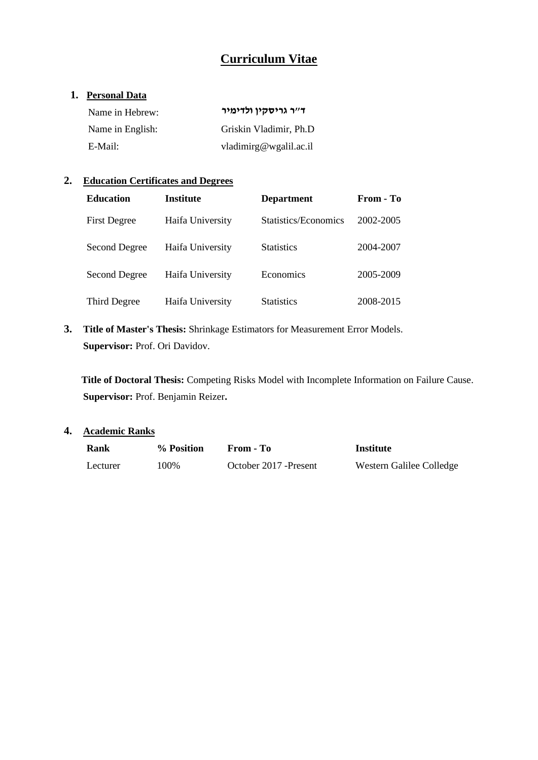# Curriculum Vitae

## 1. Personal Data

| | |
|---|---|
| Name in Hebrew: | **ד"ר גריסקין ולדימיר** |
| Name in English: | Griskin Vladimir, Ph.D |
| E-Mail: | vladimirg@wgalil.ac.il |

## 2. Education Certificates and Degrees

| Education | Institute | Department | From - To |
|---|---|---|---|
| First Degree | Haifa University | Statistics/Economics | 2002-2005 |
| Second Degree | Haifa University | Statistics | 2004-2007 |
| Second Degree | Haifa University | Economics | 2005-2009 |
| Third Degree | Haifa University | Statistics | 2008-2015 |

**3. Title of Master's Thesis:** Shrinkage Estimators for Measurement Error Models.
**Supervisor:** Prof. Ori Davidov.

**Title of Doctoral Thesis:** Competing Risks Model with Incomplete Information on Failure Cause.
**Supervisor:** Prof. Benjamin Reizer**.**

## 4. Academic Ranks

| Rank | % Position | From - To | Institute |
|---|---|---|---|
| Lecturer | 100% | October 2017 -Present | Western Galilee Colledge |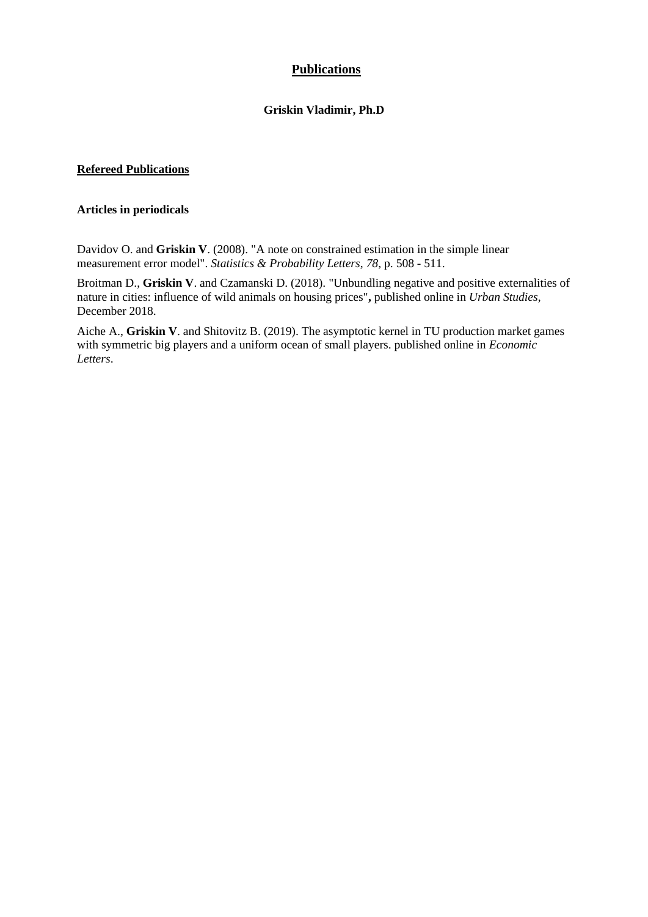# **Publications**

**Griskin Vladimir, Ph.D**

## **Refereed Publications**

### **Articles in periodicals**

Davidov O. and **Griskin V**. (2008). "A note on constrained estimation in the simple linear measurement error model". *Statistics & Probability Letters*, *78*, p. 508 - 511.

Broitman D., **Griskin V**. and Czamanski D. (2018). "Unbundling negative and positive externalities of nature in cities: influence of wild animals on housing prices"**,** published online in *Urban Studies*, December 2018.

Aiche A., **Griskin V**. and Shitovitz B. (2019). The asymptotic kernel in TU production market games with symmetric big players and a uniform ocean of small players. published online in *Economic Letters*.